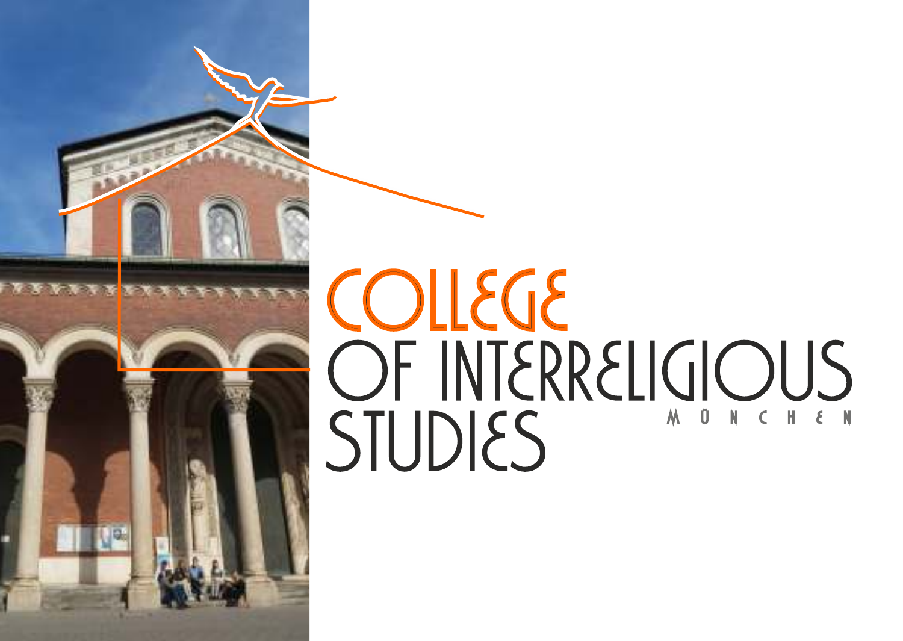# COLLEGE OF INTERRELIGIOUS STUDIES

MÜNCHEN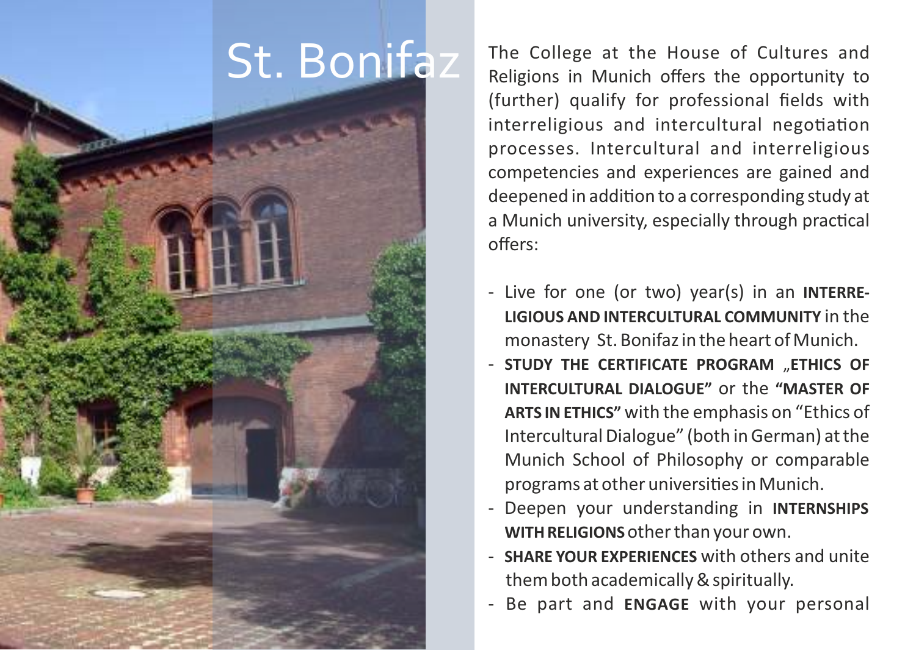# St. Bonifaz

The College at the House of Cultures and Religions in Munich offers the opportunity to (further) qualify for professional fields with interreligious and intercultural negotiation processes. Intercultural and interreligious competencies and experiences are gained and deepened in addition to a corresponding study at a Munich university, especially through practical offers:

- Live for one (or two) year(s) in an **INTERRELIGIOUS AND INTERCULTURAL COMMUNITY** in the monastery St. Bonifaz in the heart of Munich.
- **STUDY THE CERTIFICATE PROGRAM „ETHICS OF INTERCULTURAL DIALOGUE"** or the **"MASTER OF ARTS IN ETHICS"** with the emphasis on "Ethics of Intercultural Dialogue" (both in German) at the Munich School of Philosophy or comparable programs at other universities in Munich.
- Deepen your understanding in **INTERNSHIPS WITH RELIGIONS** other than your own.
- **SHARE YOUR EXPERIENCES** with others and unite them both academically & spiritually.
- Be part and **ENGAGE** with your personal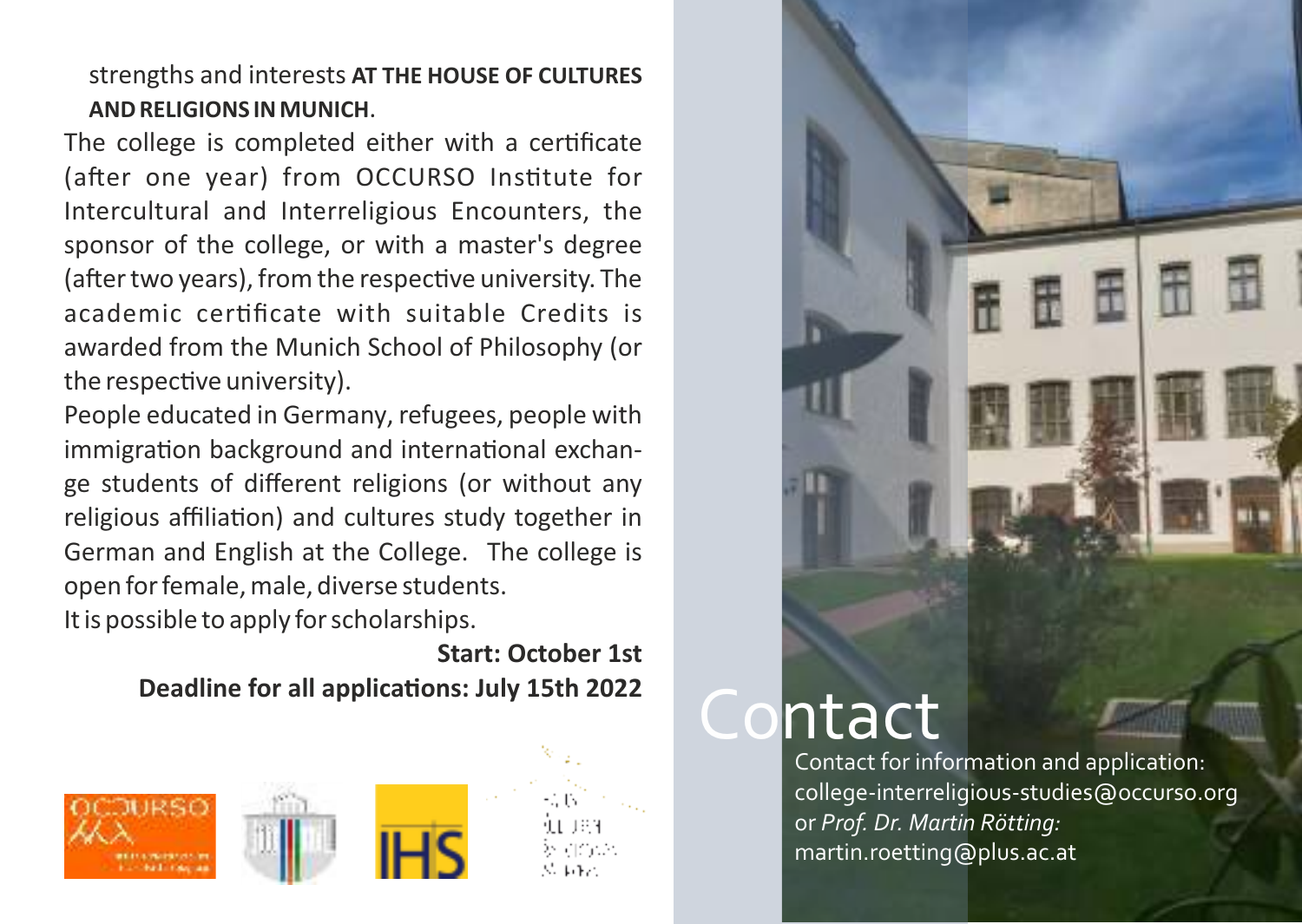strengths and interests **AT THE HOUSE OF CULTURES AND RELIGIONS IN MUNICH**.

The college is completed either with a certificate (after one year) from OCCURSO Institute for Intercultural and Interreligious Encounters, the sponsor of the college, or with a master's degree (after two years), from the respective university. The academic certificate with suitable Credits is awarded from the Munich School of Philosophy (or the respective university).

People educated in Germany, refugees, people with immigration background and international exchange students of different religions (or without any religious affiliation) and cultures study together in German and English at the College. The college is open for female, male, diverse students.

It is possible to apply for scholarships.

**Start: October 1st**

**Deadline for all applications: July 15th 2022**

# Contact

Contact for information and application:
college-interreligious-studies@occurso.org
or *Prof. Dr. Martin Rötting:*
martin.roetting@plus.ac.at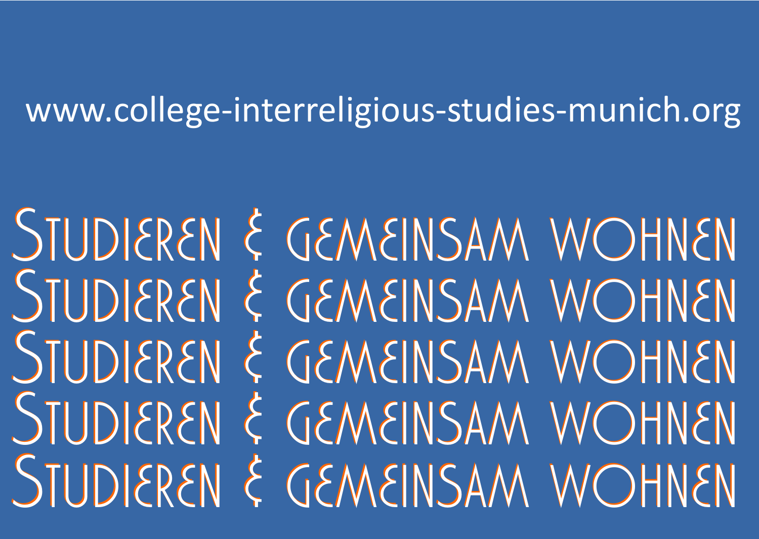www.college-interreligious-studies-munich.org

Studieren & gemeinsam wohnen
Studieren & gemeinsam wohnen
Studieren & gemeinsam wohnen
Studieren & gemeinsam wohnen
Studieren & gemeinsam wohnen